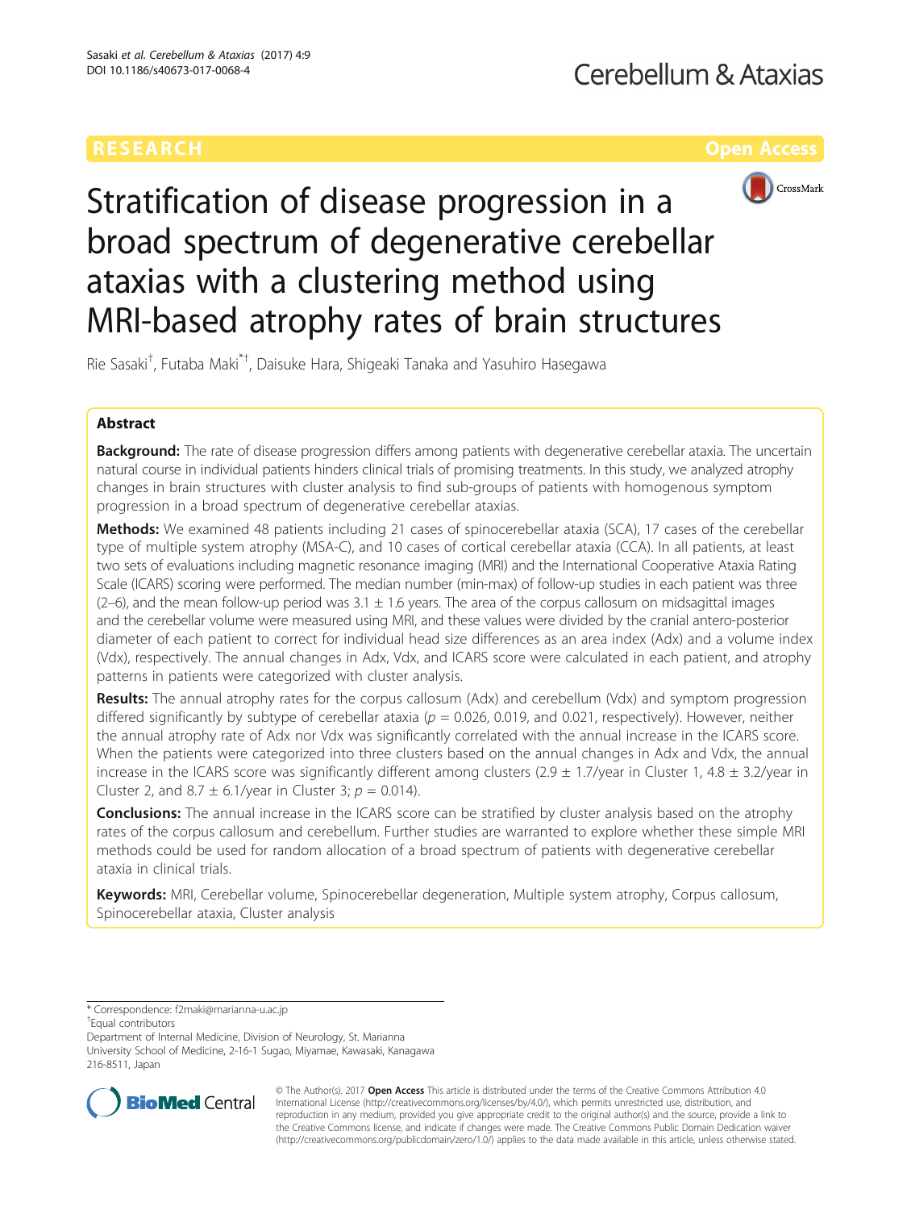RESEARCH | Open Access

# Stratification of disease progression in a broad spectrum of degenerative cerebellar ataxias with a clustering method using MRI-based atrophy rates of brain structures

Rie Sasaki[†], Futaba Maki[*†], Daisuke Hara, Shigeaki Tanaka and Yasuhiro Hasegawa

## Abstract

**Background:** The rate of disease progression differs among patients with degenerative cerebellar ataxia. The uncertain natural course in individual patients hinders clinical trials of promising treatments. In this study, we analyzed atrophy changes in brain structures with cluster analysis to find sub-groups of patients with homogenous symptom progression in a broad spectrum of degenerative cerebellar ataxias.

**Methods:** We examined 48 patients including 21 cases of spinocerebellar ataxia (SCA), 17 cases of the cerebellar type of multiple system atrophy (MSA-C), and 10 cases of cortical cerebellar ataxia (CCA). In all patients, at least two sets of evaluations including magnetic resonance imaging (MRI) and the International Cooperative Ataxia Rating Scale (ICARS) scoring were performed. The median number (min-max) of follow-up studies in each patient was three (2–6), and the mean follow-up period was 3.1 ± 1.6 years. The area of the corpus callosum on midsagittal images and the cerebellar volume were measured using MRI, and these values were divided by the cranial antero-posterior diameter of each patient to correct for individual head size differences as an area index (Adx) and a volume index (Vdx), respectively. The annual changes in Adx, Vdx, and ICARS score were calculated in each patient, and atrophy patterns in patients were categorized with cluster analysis.

**Results:** The annual atrophy rates for the corpus callosum (Adx) and cerebellum (Vdx) and symptom progression differed significantly by subtype of cerebellar ataxia ($p = 0.026$, 0.019, and 0.021, respectively). However, neither the annual atrophy rate of Adx nor Vdx was significantly correlated with the annual increase in the ICARS score. When the patients were categorized into three clusters based on the annual changes in Adx and Vdx, the annual increase in the ICARS score was significantly different among clusters (2.9 ± 1.7/year in Cluster 1, 4.8 ± 3.2/year in Cluster 2, and 8.7 ± 6.1/year in Cluster 3; $p = 0.014$).

**Conclusions:** The annual increase in the ICARS score can be stratified by cluster analysis based on the atrophy rates of the corpus callosum and cerebellum. Further studies are warranted to explore whether these simple MRI methods could be used for random allocation of a broad spectrum of patients with degenerative cerebellar ataxia in clinical trials.

**Keywords:** MRI, Cerebellar volume, Spinocerebellar degeneration, Multiple system atrophy, Corpus callosum, Spinocerebellar ataxia, Cluster analysis

\* Correspondence: f2maki@marianna-u.ac.jp
[†]Equal contributors
Department of Internal Medicine, Division of Neurology, St. Marianna University School of Medicine, 2-16-1 Sugao, Miyamae, Kawasaki, Kanagawa 216-8511, Japan

© The Author(s). 2017 **Open Access** This article is distributed under the terms of the Creative Commons Attribution 4.0 International License (http://creativecommons.org/licenses/by/4.0/), which permits unrestricted use, distribution, and reproduction in any medium, provided you give appropriate credit to the original author(s) and the source, provide a link to the Creative Commons license, and indicate if changes were made. The Creative Commons Public Domain Dedication waiver (http://creativecommons.org/publicdomain/zero/1.0/) applies to the data made available in this article, unless otherwise stated.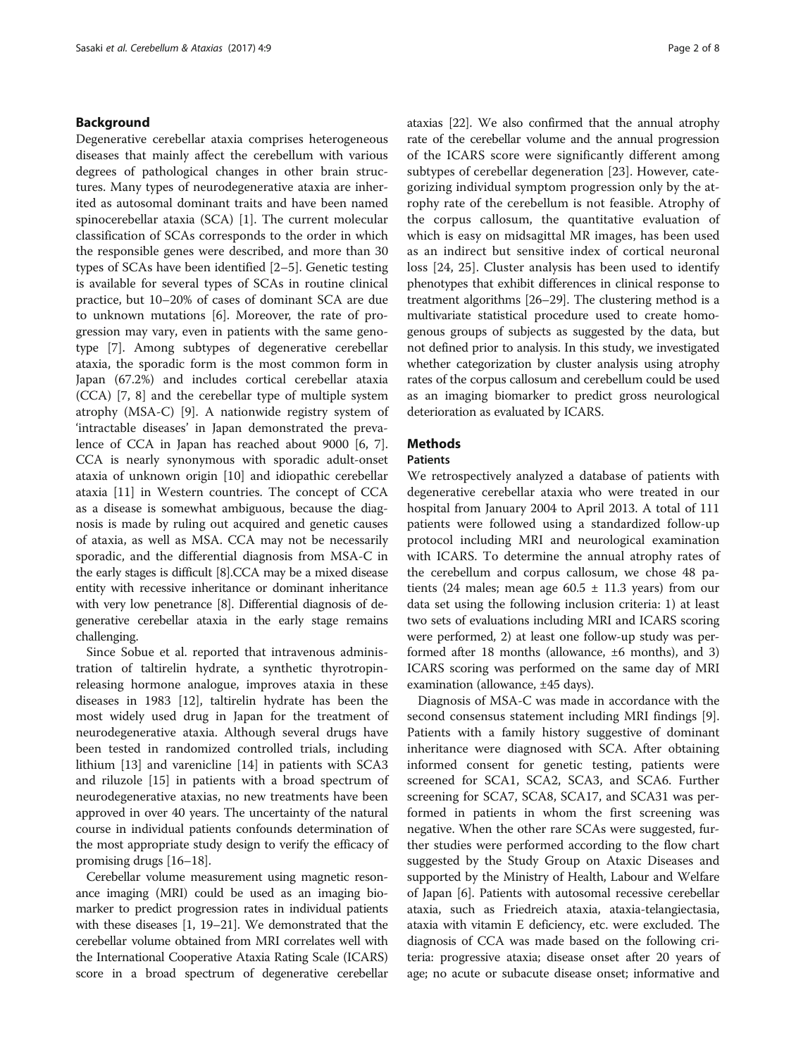## Background

Degenerative cerebellar ataxia comprises heterogeneous diseases that mainly affect the cerebellum with various degrees of pathological changes in other brain structures. Many types of neurodegenerative ataxia are inherited as autosomal dominant traits and have been named spinocerebellar ataxia (SCA) [1]. The current molecular classification of SCAs corresponds to the order in which the responsible genes were described, and more than 30 types of SCAs have been identified [2–5]. Genetic testing is available for several types of SCAs in routine clinical practice, but 10–20% of cases of dominant SCA are due to unknown mutations [6]. Moreover, the rate of progression may vary, even in patients with the same genotype [7]. Among subtypes of degenerative cerebellar ataxia, the sporadic form is the most common form in Japan (67.2%) and includes cortical cerebellar ataxia (CCA) [7, 8] and the cerebellar type of multiple system atrophy (MSA-C) [9]. A nationwide registry system of 'intractable diseases' in Japan demonstrated the prevalence of CCA in Japan has reached about 9000 [6, 7]. CCA is nearly synonymous with sporadic adult-onset ataxia of unknown origin [10] and idiopathic cerebellar ataxia [11] in Western countries. The concept of CCA as a disease is somewhat ambiguous, because the diagnosis is made by ruling out acquired and genetic causes of ataxia, as well as MSA. CCA may not be necessarily sporadic, and the differential diagnosis from MSA-C in the early stages is difficult [8].CCA may be a mixed disease entity with recessive inheritance or dominant inheritance with very low penetrance [8]. Differential diagnosis of degenerative cerebellar ataxia in the early stage remains challenging.

Since Sobue et al. reported that intravenous administration of taltirelin hydrate, a synthetic thyrotropin-releasing hormone analogue, improves ataxia in these diseases in 1983 [12], taltirelin hydrate has been the most widely used drug in Japan for the treatment of neurodegenerative ataxia. Although several drugs have been tested in randomized controlled trials, including lithium [13] and varenicline [14] in patients with SCA3 and riluzole [15] in patients with a broad spectrum of neurodegenerative ataxias, no new treatments have been approved in over 40 years. The uncertainty of the natural course in individual patients confounds determination of the most appropriate study design to verify the efficacy of promising drugs [16–18].

Cerebellar volume measurement using magnetic resonance imaging (MRI) could be used as an imaging biomarker to predict progression rates in individual patients with these diseases [1, 19–21]. We demonstrated that the cerebellar volume obtained from MRI correlates well with the International Cooperative Ataxia Rating Scale (ICARS) score in a broad spectrum of degenerative cerebellar ataxias [22]. We also confirmed that the annual atrophy rate of the cerebellar volume and the annual progression of the ICARS score were significantly different among subtypes of cerebellar degeneration [23]. However, categorizing individual symptom progression only by the atrophy rate of the cerebellum is not feasible. Atrophy of the corpus callosum, the quantitative evaluation of which is easy on midsagittal MR images, has been used as an indirect but sensitive index of cortical neuronal loss [24, 25]. Cluster analysis has been used to identify phenotypes that exhibit differences in clinical response to treatment algorithms [26–29]. The clustering method is a multivariate statistical procedure used to create homogenous groups of subjects as suggested by the data, but not defined prior to analysis. In this study, we investigated whether categorization by cluster analysis using atrophy rates of the corpus callosum and cerebellum could be used as an imaging biomarker to predict gross neurological deterioration as evaluated by ICARS.

## Methods

### Patients

We retrospectively analyzed a database of patients with degenerative cerebellar ataxia who were treated in our hospital from January 2004 to April 2013. A total of 111 patients were followed using a standardized follow-up protocol including MRI and neurological examination with ICARS. To determine the annual atrophy rates of the cerebellum and corpus callosum, we chose 48 patients (24 males; mean age 60.5 ± 11.3 years) from our data set using the following inclusion criteria: 1) at least two sets of evaluations including MRI and ICARS scoring were performed, 2) at least one follow-up study was performed after 18 months (allowance, ±6 months), and 3) ICARS scoring was performed on the same day of MRI examination (allowance, ±45 days).

Diagnosis of MSA-C was made in accordance with the second consensus statement including MRI findings [9]. Patients with a family history suggestive of dominant inheritance were diagnosed with SCA. After obtaining informed consent for genetic testing, patients were screened for SCA1, SCA2, SCA3, and SCA6. Further screening for SCA7, SCA8, SCA17, and SCA31 was performed in patients in whom the first screening was negative. When the other rare SCAs were suggested, further studies were performed according to the flow chart suggested by the Study Group on Ataxic Diseases and supported by the Ministry of Health, Labour and Welfare of Japan [6]. Patients with autosomal recessive cerebellar ataxia, such as Friedreich ataxia, ataxia-telangiectasia, ataxia with vitamin E deficiency, etc. were excluded. The diagnosis of CCA was made based on the following criteria: progressive ataxia; disease onset after 20 years of age; no acute or subacute disease onset; informative and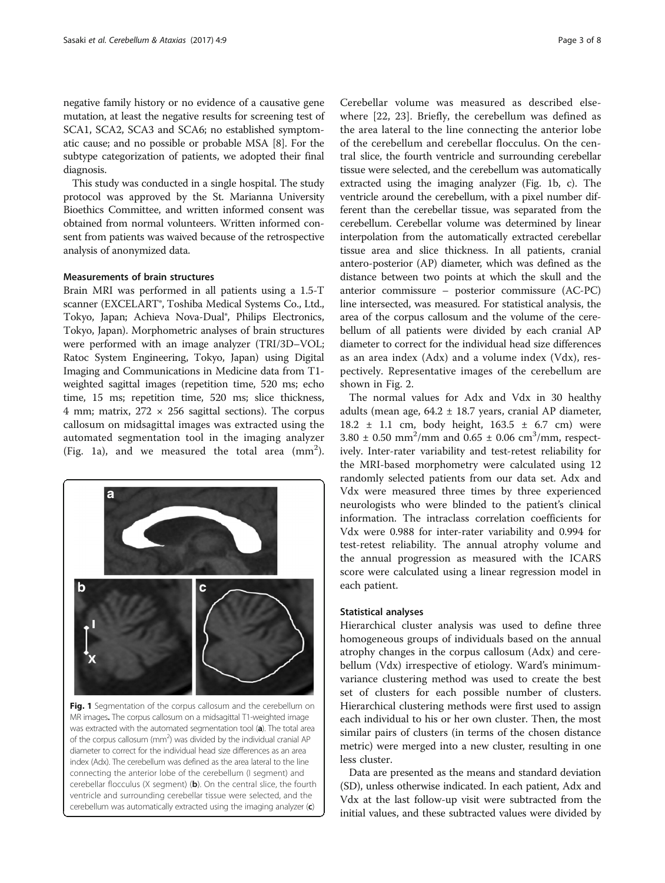negative family history or no evidence of a causative gene mutation, at least the negative results for screening test of SCA1, SCA2, SCA3 and SCA6; no established symptomatic cause; and no possible or probable MSA [8]. For the subtype categorization of patients, we adopted their final diagnosis.

This study was conducted in a single hospital. The study protocol was approved by the St. Marianna University Bioethics Committee, and written informed consent was obtained from normal volunteers. Written informed consent from patients was waived because of the retrospective analysis of anonymized data.

### Measurements of brain structures

Brain MRI was performed in all patients using a 1.5-T scanner (EXCELART®, Toshiba Medical Systems Co., Ltd., Tokyo, Japan; Achieva Nova-Dual®, Philips Electronics, Tokyo, Japan). Morphometric analyses of brain structures were performed with an image analyzer (TRI/3D–VOL; Ratoc System Engineering, Tokyo, Japan) using Digital Imaging and Communications in Medicine data from T1-weighted sagittal images (repetition time, 520 ms; echo time, 15 ms; repetition time, 520 ms; slice thickness, 4 mm; matrix, 272 × 256 sagittal sections). The corpus callosum on midsagittal images was extracted using the automated segmentation tool in the imaging analyzer (Fig. 1a), and we measured the total area ($mm^2$).

Fig. 1 Segmentation of the corpus callosum and the cerebellum on MR images. The corpus callosum on a midsagittal T1-weighted image was extracted with the automated segmentation tool (a). The total area of the corpus callosum ($mm^2$) was divided by the individual cranial AP diameter to correct for the individual head size differences as an area index (Adx). The cerebellum was defined as the area lateral to the line connecting the anterior lobe of the cerebellum (I segment) and cerebellar flocculus (X segment) (b). On the central slice, the fourth ventricle and surrounding cerebellar tissue were selected, and the cerebellum was automatically extracted using the imaging analyzer (c)

Cerebellar volume was measured as described elsewhere [22, 23]. Briefly, the cerebellum was defined as the area lateral to the line connecting the anterior lobe of the cerebellum and cerebellar flocculus. On the central slice, the fourth ventricle and surrounding cerebellar tissue were selected, and the cerebellum was automatically extracted using the imaging analyzer (Fig. 1b, c). The ventricle around the cerebellum, with a pixel number different than the cerebellar tissue, was separated from the cerebellum. Cerebellar volume was determined by linear interpolation from the automatically extracted cerebellar tissue area and slice thickness. In all patients, cranial antero-posterior (AP) diameter, which was defined as the distance between two points at which the skull and the anterior commissure – posterior commissure (AC-PC) line intersected, was measured. For statistical analysis, the area of the corpus callosum and the volume of the cerebellum of all patients were divided by each cranial AP diameter to correct for the individual head size differences as an area index (Adx) and a volume index (Vdx), respectively. Representative images of the cerebellum are shown in Fig. 2.

The normal values for Adx and Vdx in 30 healthy adults (mean age, 64.2 ± 18.7 years, cranial AP diameter, 18.2 ± 1.1 cm, body height, 163.5 ± 6.7 cm) were 3.80 ± 0.50 $mm^2$/mm and 0.65 ± 0.06 $cm^3$/mm, respectively. Inter-rater variability and test-retest reliability for the MRI-based morphometry were calculated using 12 randomly selected patients from our data set. Adx and Vdx were measured three times by three experienced neurologists who were blinded to the patient's clinical information. The intraclass correlation coefficients for Vdx were 0.988 for inter-rater variability and 0.994 for test-retest reliability. The annual atrophy volume and the annual progression as measured with the ICARS score were calculated using a linear regression model in each patient.

### Statistical analyses

Hierarchical cluster analysis was used to define three homogeneous groups of individuals based on the annual atrophy changes in the corpus callosum (Adx) and cerebellum (Vdx) irrespective of etiology. Ward's minimum-variance clustering method was used to create the best set of clusters for each possible number of clusters. Hierarchical clustering methods were first used to assign each individual to his or her own cluster. Then, the most similar pairs of clusters (in terms of the chosen distance metric) were merged into a new cluster, resulting in one less cluster.

Data are presented as the means and standard deviation (SD), unless otherwise indicated. In each patient, Adx and Vdx at the last follow-up visit were subtracted from the initial values, and these subtracted values were divided by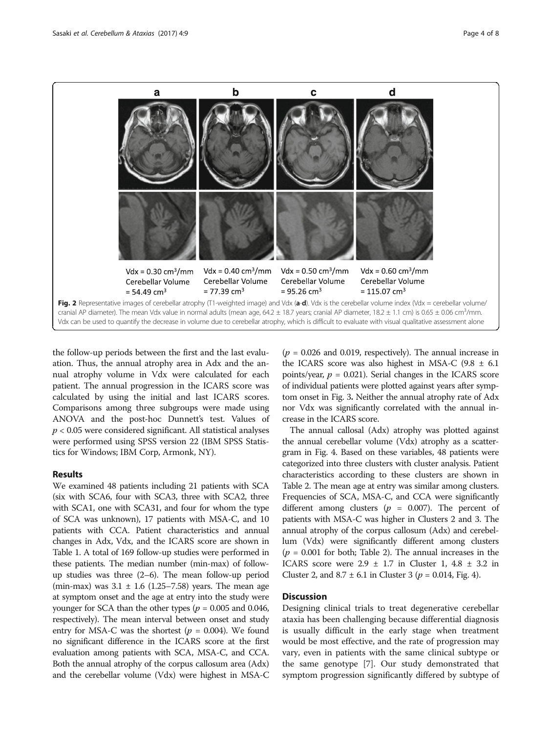Vdx = 0.30 cm$^3$/mm Cerebellar Volume = 54.49 cm$^3$

Vdx = 0.40 cm$^3$/mm Cerebellar Volume = 77.39 cm$^3$

Vdx = 0.50 cm$^3$/mm Cerebellar Volume = 95.26 cm$^3$

Vdx = 0.60 cm$^3$/mm Cerebellar Volume = 115.07 cm$^3$

**Fig. 2** Representative images of cerebellar atrophy (T1-weighted image) and Vdx (**a**-**d**). Vdx is the cerebellar volume index (Vdx = cerebellar volume/cranial AP diameter). The mean Vdx value in normal adults (mean age, 64.2 ± 18.7 years; cranial AP diameter, 18.2 ± 1.1 cm) is 0.65 ± 0.06 cm$^3$/mm. Vdx can be used to quantify the decrease in volume due to cerebellar atrophy, which is difficult to evaluate with visual qualitative assessment alone

the follow-up periods between the first and the last evaluation. Thus, the annual atrophy area in Adx and the annual atrophy volume in Vdx were calculated for each patient. The annual progression in the ICARS score was calculated by using the initial and last ICARS scores. Comparisons among three subgroups were made using ANOVA and the post-hoc Dunnett's test. Values of $p < 0.05$ were considered significant. All statistical analyses were performed using SPSS version 22 (IBM SPSS Statistics for Windows; IBM Corp, Armonk, NY).

## Results

We examined 48 patients including 21 patients with SCA (six with SCA6, four with SCA3, three with SCA2, three with SCA1, one with SCA31, and four for whom the type of SCA was unknown), 17 patients with MSA-C, and 10 patients with CCA. Patient characteristics and annual changes in Adx, Vdx, and the ICARS score are shown in Table 1. A total of 169 follow-up studies were performed in these patients. The median number (min-max) of follow-up studies was three (2–6). The mean follow-up period (min-max) was 3.1 ± 1.6 (1.25–7.58) years. The mean age at symptom onset and the age at entry into the study were younger for SCA than the other types ($p = 0.005$ and 0.046, respectively). The mean interval between onset and study entry for MSA-C was the shortest ($p = 0.004$). We found no significant difference in the ICARS score at the first evaluation among patients with SCA, MSA-C, and CCA. Both the annual atrophy of the corpus callosum area (Adx) and the cerebellar volume (Vdx) were highest in MSA-C ($p = 0.026$ and 0.019, respectively). The annual increase in the ICARS score was also highest in MSA-C (9.8 ± 6.1 points/year, $p = 0.021$). Serial changes in the ICARS score of individual patients were plotted against years after symptom onset in Fig. 3. Neither the annual atrophy rate of Adx nor Vdx was significantly correlated with the annual increase in the ICARS score.

The annual callosal (Adx) atrophy was plotted against the annual cerebellar volume (Vdx) atrophy as a scattergram in Fig. 4. Based on these variables, 48 patients were categorized into three clusters with cluster analysis. Patient characteristics according to these clusters are shown in Table 2. The mean age at entry was similar among clusters. Frequencies of SCA, MSA-C, and CCA were significantly different among clusters ($p = 0.007$). The percent of patients with MSA-C was higher in Clusters 2 and 3. The annual atrophy of the corpus callosum (Adx) and cerebellum (Vdx) were significantly different among clusters ($p = 0.001$ for both; Table 2). The annual increases in the ICARS score were 2.9 ± 1.7 in Cluster 1, 4.8 ± 3.2 in Cluster 2, and 8.7 ± 6.1 in Cluster 3 ($p = 0.014$, Fig. 4).

## Discussion

Designing clinical trials to treat degenerative cerebellar ataxia has been challenging because differential diagnosis is usually difficult in the early stage when treatment would be most effective, and the rate of progression may vary, even in patients with the same clinical subtype or the same genotype [7]. Our study demonstrated that symptom progression significantly differed by subtype of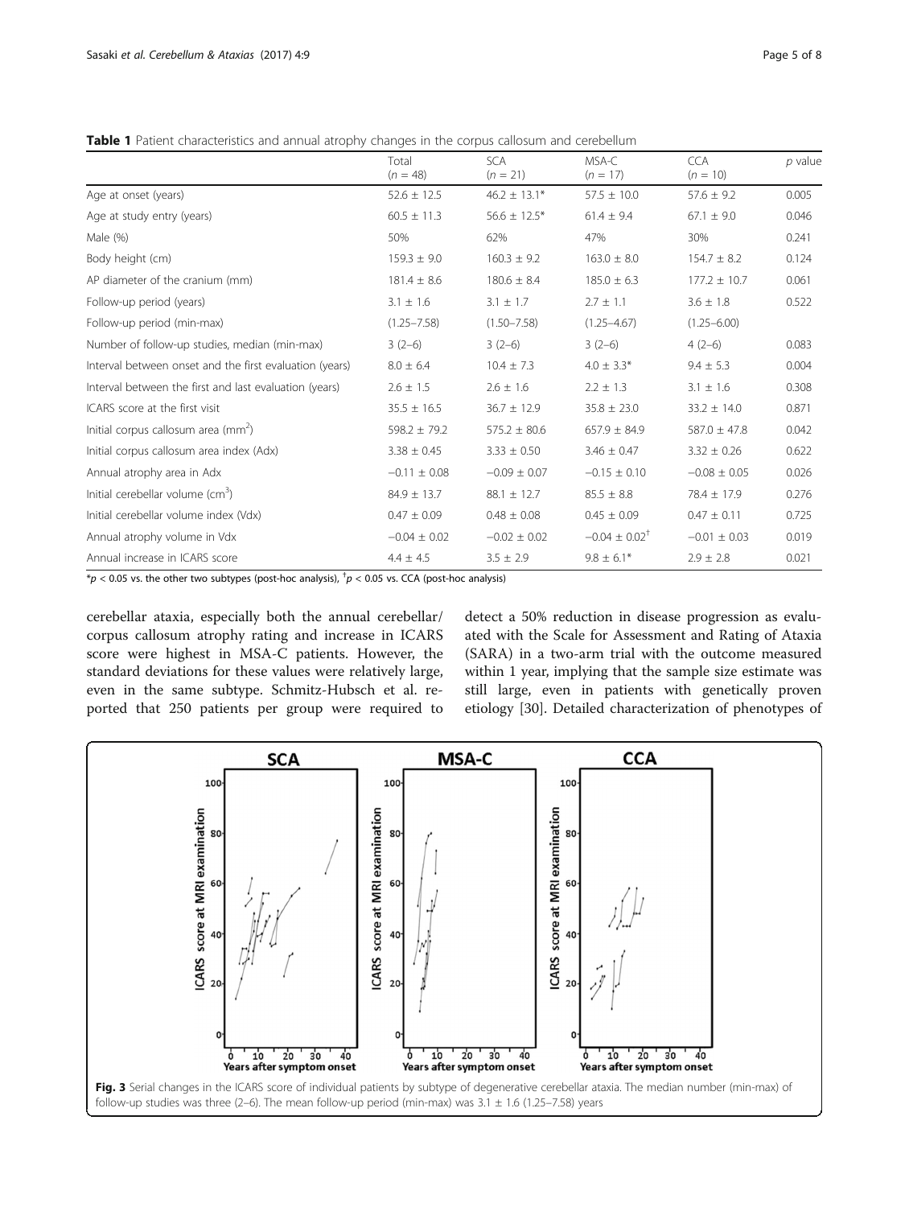**Table 1** Patient characteristics and annual atrophy changes in the corpus callosum and cerebellum

| | Total ($n = 48$) | SCA ($n = 21$) | MSA-C ($n = 17$) | CCA ($n = 10$) | $p$ value |
|---|---|---|---|---|---|
| Age at onset (years) | 52.6 ± 12.5 | 46.2 ± 13.1* | 57.5 ± 10.0 | 57.6 ± 9.2 | 0.005 |
| Age at study entry (years) | 60.5 ± 11.3 | 56.6 ± 12.5* | 61.4 ± 9.4 | 67.1 ± 9.0 | 0.046 |
| Male (%) | 50% | 62% | 47% | 30% | 0.241 |
| Body height (cm) | 159.3 ± 9.0 | 160.3 ± 9.2 | 163.0 ± 8.0 | 154.7 ± 8.2 | 0.124 |
| AP diameter of the cranium (mm) | 181.4 ± 8.6 | 180.6 ± 8.4 | 185.0 ± 6.3 | 177.2 ± 10.7 | 0.061 |
| Follow-up period (years) | 3.1 ± 1.6 | 3.1 ± 1.7 | 2.7 ± 1.1 | 3.6 ± 1.8 | 0.522 |
| Follow-up period (min-max) | (1.25–7.58) | (1.50–7.58) | (1.25–4.67) | (1.25–6.00) | |
| Number of follow-up studies, median (min-max) | 3 (2–6) | 3 (2–6) | 3 (2–6) | 4 (2–6) | 0.083 |
| Interval between onset and the first evaluation (years) | 8.0 ± 6.4 | 10.4 ± 7.3 | 4.0 ± 3.3* | 9.4 ± 5.3 | 0.004 |
| Interval between the first and last evaluation (years) | 2.6 ± 1.5 | 2.6 ± 1.6 | 2.2 ± 1.3 | 3.1 ± 1.6 | 0.308 |
| ICARS score at the first visit | 35.5 ± 16.5 | 36.7 ± 12.9 | 35.8 ± 23.0 | 33.2 ± 14.0 | 0.871 |
| Initial corpus callosum area ($mm^2$) | 598.2 ± 79.2 | 575.2 ± 80.6 | 657.9 ± 84.9 | 587.0 ± 47.8 | 0.042 |
| Initial corpus callosum area index (Adx) | 3.38 ± 0.45 | 3.33 ± 0.50 | 3.46 ± 0.47 | 3.32 ± 0.26 | 0.622 |
| Annual atrophy area in Adx | −0.11 ± 0.08 | −0.09 ± 0.07 | −0.15 ± 0.10 | −0.08 ± 0.05 | 0.026 |
| Initial cerebellar volume ($cm^3$) | 84.9 ± 13.7 | 88.1 ± 12.7 | 85.5 ± 8.8 | 78.4 ± 17.9 | 0.276 |
| Initial cerebellar volume index (Vdx) | 0.47 ± 0.09 | 0.48 ± 0.08 | 0.45 ± 0.09 | 0.47 ± 0.11 | 0.725 |
| Annual atrophy volume in Vdx | −0.04 ± 0.02 | −0.02 ± 0.02 | −0.04 ± 0.02$^{\dagger}$ | −0.01 ± 0.03 | 0.019 |
| Annual increase in ICARS score | 4.4 ± 4.5 | 3.5 ± 2.9 | 9.8 ± 6.1* | 2.9 ± 2.8 | 0.021 |

*$p < 0.05$ vs. the other two subtypes (post-hoc analysis), $^{\dagger}p < 0.05$ vs. CCA (post-hoc analysis)

cerebellar ataxia, especially both the annual cerebellar/corpus callosum atrophy rating and increase in ICARS score were highest in MSA-C patients. However, the standard deviations for these values were relatively large, even in the same subtype. Schmitz-Hubsch et al. reported that 250 patients per group were required to detect a 50% reduction in disease progression as evaluated with the Scale for Assessment and Rating of Ataxia (SARA) in a two-arm trial with the outcome measured within 1 year, implying that the sample size estimate was still large, even in patients with genetically proven etiology [30]. Detailed characterization of phenotypes of

**Fig. 3** Serial changes in the ICARS score of individual patients by subtype of degenerative cerebellar ataxia. The median number (min-max) of follow-up studies was three (2–6). The mean follow-up period (min-max) was 3.1 ± 1.6 (1.25–7.58) years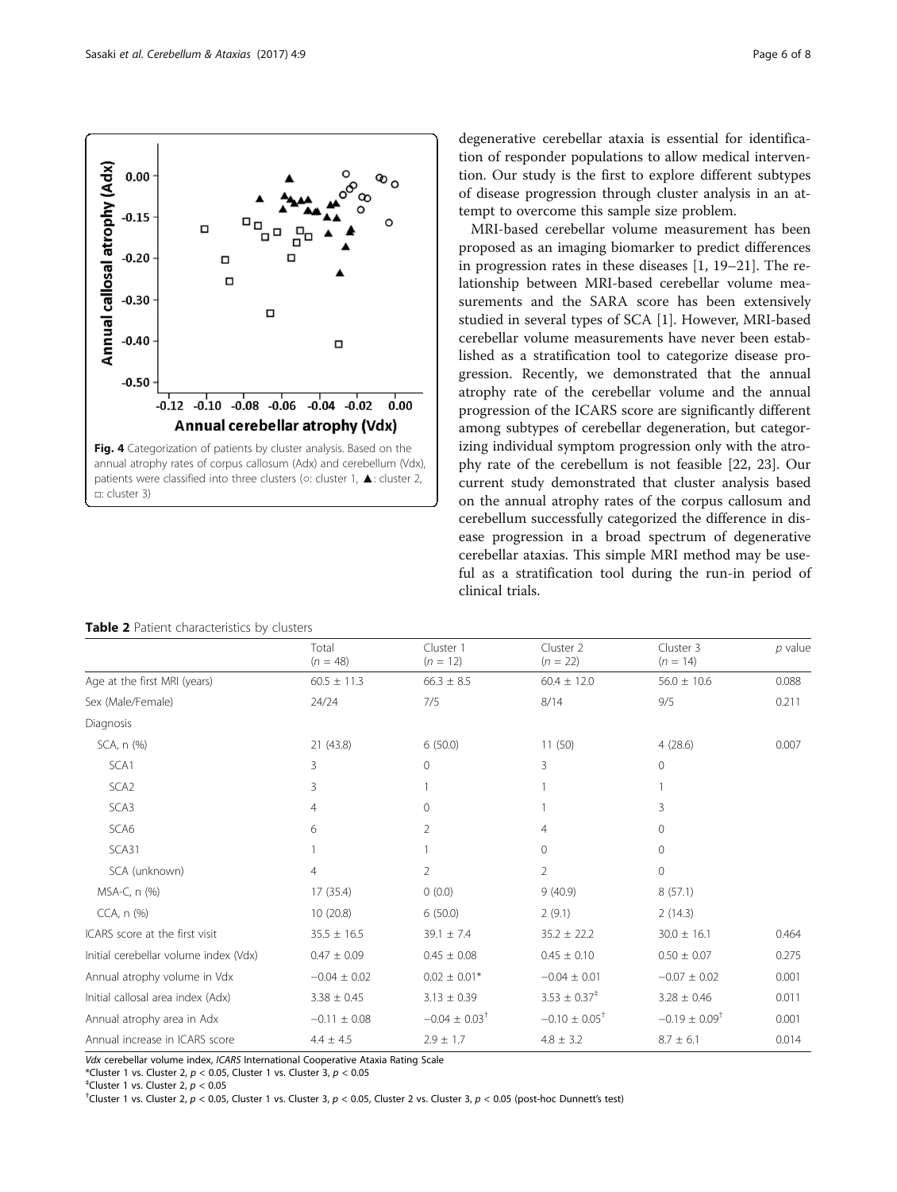Fig. 4 Categorization of patients by cluster analysis. Based on the annual atrophy rates of corpus callosum (Adx) and cerebellum (Vdx), patients were classified into three clusters (○: cluster 1, ▲: cluster 2, □: cluster 3)

degenerative cerebellar ataxia is essential for identification of responder populations to allow medical intervention. Our study is the first to explore different subtypes of disease progression through cluster analysis in an attempt to overcome this sample size problem.

MRI-based cerebellar volume measurement has been proposed as an imaging biomarker to predict differences in progression rates in these diseases [1, 19–21]. The relationship between MRI-based cerebellar volume measurements and the SARA score has been extensively studied in several types of SCA [1]. However, MRI-based cerebellar volume measurements have never been established as a stratification tool to categorize disease progression. Recently, we demonstrated that the annual atrophy rate of the cerebellar volume and the annual progression of the ICARS score are significantly different among subtypes of cerebellar degeneration, but categorizing individual symptom progression only with the atrophy rate of the cerebellum is not feasible [22, 23]. Our current study demonstrated that cluster analysis based on the annual atrophy rates of the corpus callosum and cerebellum successfully categorized the difference in disease progression in a broad spectrum of degenerative cerebellar ataxias. This simple MRI method may be useful as a stratification tool during the run-in period of clinical trials.

**Table 2** Patient characteristics by clusters

| | Total ($n = 48$) | Cluster 1 ($n = 12$) | Cluster 2 ($n = 22$) | Cluster 3 ($n = 14$) | $p$ value |
|---|---|---|---|---|---|
| Age at the first MRI (years) | 60.5 ± 11.3 | 66.3 ± 8.5 | 60.4 ± 12.0 | 56.0 ± 10.6 | 0.088 |
| Sex (Male/Female) | 24/24 | 7/5 | 8/14 | 9/5 | 0.211 |
| Diagnosis | | | | | |
| SCA, n (%) | 21 (43.8) | 6 (50.0) | 11 (50) | 4 (28.6) | 0.007 |
| SCA1 | 3 | 0 | 3 | 0 | |
| SCA2 | 3 | 1 | 1 | 1 | |
| SCA3 | 4 | 0 | 1 | 3 | |
| SCA6 | 6 | 2 | 4 | 0 | |
| SCA31 | 1 | 1 | 0 | 0 | |
| SCA (unknown) | 4 | 2 | 2 | 0 | |
| MSA-C, n (%) | 17 (35.4) | 0 (0.0) | 9 (40.9) | 8 (57.1) | |
| CCA, n (%) | 10 (20.8) | 6 (50.0) | 2 (9.1) | 2 (14.3) | |
| ICARS score at the first visit | 35.5 ± 16.5 | 39.1 ± 7.4 | 35.2 ± 22.2 | 30.0 ± 16.1 | 0.464 |
| Initial cerebellar volume index (Vdx) | 0.47 ± 0.09 | 0.45 ± 0.08 | 0.45 ± 0.10 | 0.50 ± 0.07 | 0.275 |
| Annual atrophy volume in Vdx | −0.04 ± 0.02 | 0.02 ± 0.01* | −0.04 ± 0.01 | −0.07 ± 0.02 | 0.001 |
| Initial callosal area index (Adx) | 3.38 ± 0.45 | 3.13 ± 0.39 | 3.53 ± 0.37‡ | 3.28 ± 0.46 | 0.011 |
| Annual atrophy area in Adx | −0.11 ± 0.08 | −0.04 ± 0.03† | −0.10 ± 0.05† | −0.19 ± 0.09† | 0.001 |
| Annual increase in ICARS score | 4.4 ± 4.5 | 2.9 ± 1.7 | 4.8 ± 3.2 | 8.7 ± 6.1 | 0.014 |

*Vdx* cerebellar volume index, *ICARS* International Cooperative Ataxia Rating Scale

*Cluster 1 vs. Cluster 2, $p < 0.05$, Cluster 1 vs. Cluster 3, $p < 0.05$

‡Cluster 1 vs. Cluster 2, $p < 0.05$

†Cluster 1 vs. Cluster 2, $p < 0.05$, Cluster 1 vs. Cluster 3, $p < 0.05$, Cluster 2 vs. Cluster 3, $p < 0.05$ (post-hoc Dunnett's test)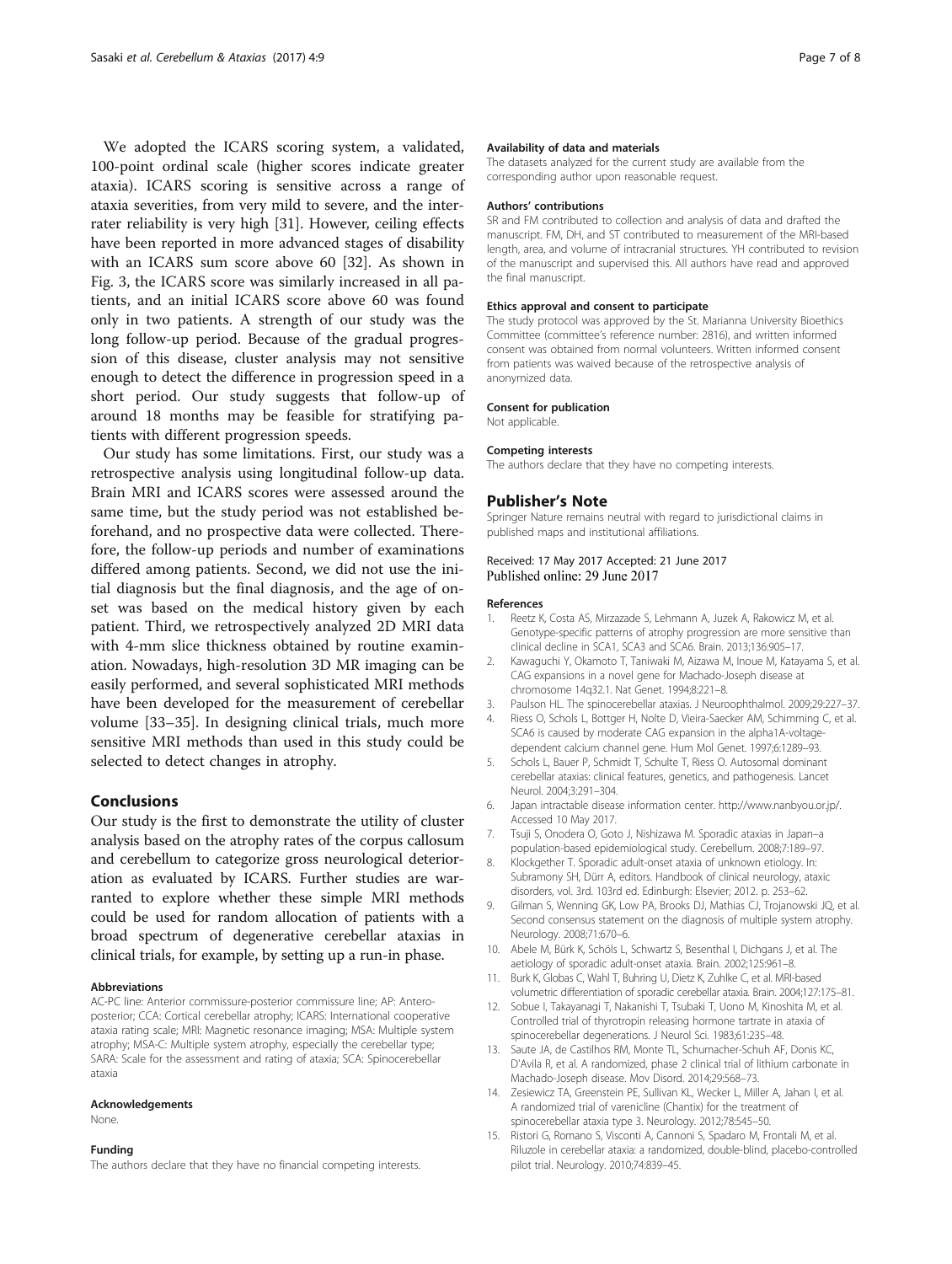We adopted the ICARS scoring system, a validated, 100-point ordinal scale (higher scores indicate greater ataxia). ICARS scoring is sensitive across a range of ataxia severities, from very mild to severe, and the inter-rater reliability is very high [31]. However, ceiling effects have been reported in more advanced stages of disability with an ICARS sum score above 60 [32]. As shown in Fig. 3, the ICARS score was similarly increased in all patients, and an initial ICARS score above 60 was found only in two patients. A strength of our study was the long follow-up period. Because of the gradual progression of this disease, cluster analysis may not sensitive enough to detect the difference in progression speed in a short period. Our study suggests that follow-up of around 18 months may be feasible for stratifying patients with different progression speeds.

Our study has some limitations. First, our study was a retrospective analysis using longitudinal follow-up data. Brain MRI and ICARS scores were assessed around the same time, but the study period was not established beforehand, and no prospective data were collected. Therefore, the follow-up periods and number of examinations differed among patients. Second, we did not use the initial diagnosis but the final diagnosis, and the age of onset was based on the medical history given by each patient. Third, we retrospectively analyzed 2D MRI data with 4-mm slice thickness obtained by routine examination. Nowadays, high-resolution 3D MR imaging can be easily performed, and several sophisticated MRI methods have been developed for the measurement of cerebellar volume [33–35]. In designing clinical trials, much more sensitive MRI methods than used in this study could be selected to detect changes in atrophy.

## Conclusions

Our study is the first to demonstrate the utility of cluster analysis based on the atrophy rates of the corpus callosum and cerebellum to categorize gross neurological deterioration as evaluated by ICARS. Further studies are warranted to explore whether these simple MRI methods could be used for random allocation of patients with a broad spectrum of degenerative cerebellar ataxias in clinical trials, for example, by setting up a run-in phase.

#### Abbreviations

AC-PC line: Anterior commissure-posterior commissure line; AP: Antero-posterior; CCA: Cortical cerebellar atrophy; ICARS: International cooperative ataxia rating scale; MRI: Magnetic resonance imaging; MSA: Multiple system atrophy; MSA-C: Multiple system atrophy, especially the cerebellar type; SARA: Scale for the assessment and rating of ataxia; SCA: Spinocerebellar ataxia

#### Acknowledgements

None.

#### Funding

The authors declare that they have no financial competing interests.

#### Availability of data and materials

The datasets analyzed for the current study are available from the corresponding author upon reasonable request.

#### Authors' contributions

SR and FM contributed to collection and analysis of data and drafted the manuscript. FM, DH, and ST contributed to measurement of the MRI-based length, area, and volume of intracranial structures. YH contributed to revision of the manuscript and supervised this. All authors have read and approved the final manuscript.

#### Ethics approval and consent to participate

The study protocol was approved by the St. Marianna University Bioethics Committee (committee's reference number: 2816), and written informed consent was obtained from normal volunteers. Written informed consent from patients was waived because of the retrospective analysis of anonymized data.

#### Consent for publication

Not applicable.

#### Competing interests

The authors declare that they have no competing interests.

### Publisher's Note

Springer Nature remains neutral with regard to jurisdictional claims in published maps and institutional affiliations.

Received: 17 May 2017 Accepted: 21 June 2017
Published online: 29 June 2017

#### References

1. Reetz K, Costa AS, Mirzazade S, Lehmann A, Juzek A, Rakowicz M, et al. Genotype-specific patterns of atrophy progression are more sensitive than clinical decline in SCA1, SCA3 and SCA6. Brain. 2013;136:905–17.
2. Kawaguchi Y, Okamoto T, Taniwaki M, Aizawa M, Inoue M, Katayama S, et al. CAG expansions in a novel gene for Machado-Joseph disease at chromosome 14q32.1. Nat Genet. 1994;8:221–8.
3. Paulson HL. The spinocerebellar ataxias. J Neuroophthalmol. 2009;29:227–37.
4. Riess O, Schols L, Bottger H, Nolte D, Vieira-Saecker AM, Schimming C, et al. SCA6 is caused by moderate CAG expansion in the alpha1A-voltage-dependent calcium channel gene. Hum Mol Genet. 1997;6:1289–93.
5. Schols L, Bauer P, Schmidt T, Schulte T, Riess O. Autosomal dominant cerebellar ataxias: clinical features, genetics, and pathogenesis. Lancet Neurol. 2004;3:291–304.
6. Japan intractable disease information center. http://www.nanbyou.or.jp/. Accessed 10 May 2017.
7. Tsuji S, Onodera O, Goto J, Nishizawa M. Sporadic ataxias in Japan–a population-based epidemiological study. Cerebellum. 2008;7:189–97.
8. Klockgether T. Sporadic adult-onset ataxia of unknown etiology. In: Subramony SH, Dürr A, editors. Handbook of clinical neurology, ataxic disorders, vol. 3rd. 103rd ed. Edinburgh: Elsevier; 2012. p. 253–62.
9. Gilman S, Wenning GK, Low PA, Brooks DJ, Mathias CJ, Trojanowski JQ, et al. Second consensus statement on the diagnosis of multiple system atrophy. Neurology. 2008;71:670–6.
10. Abele M, Bürk K, Schöls L, Schwartz S, Besenthal I, Dichgans J, et al. The aetiology of sporadic adult-onset ataxia. Brain. 2002;125:961–8.
11. Burk K, Globas C, Wahl T, Buhring U, Dietz K, Zuhlke C, et al. MRI-based volumetric differentiation of sporadic cerebellar ataxia. Brain. 2004;127:175–81.
12. Sobue I, Takayanagi T, Nakanishi T, Tsubaki T, Uono M, Kinoshita M, et al. Controlled trial of thyrotropin releasing hormone tartrate in ataxia of spinocerebellar degenerations. J Neurol Sci. 1983;61:235–48.
13. Saute JA, de Castilhos RM, Monte TL, Schumacher-Schuh AF, Donis KC, D'Avila R, et al. A randomized, phase 2 clinical trial of lithium carbonate in Machado-Joseph disease. Mov Disord. 2014;29:568–73.
14. Zesiewicz TA, Greenstein PE, Sullivan KL, Wecker L, Miller A, Jahan I, et al. A randomized trial of varenicline (Chantix) for the treatment of spinocerebellar ataxia type 3. Neurology. 2012;78:545–50.
15. Ristori G, Romano S, Visconti A, Cannoni S, Spadaro M, Frontali M, et al. Riluzole in cerebellar ataxia: a randomized, double-blind, placebo-controlled pilot trial. Neurology. 2010;74:839–45.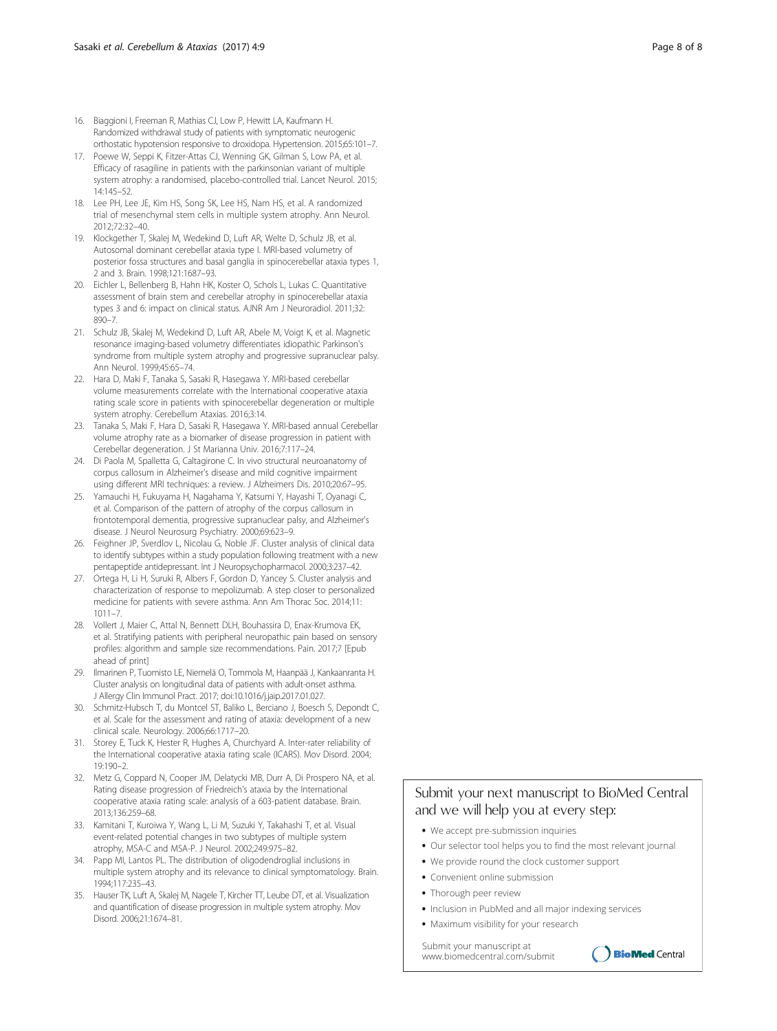16. Biaggioni I, Freeman R, Mathias CJ, Low P, Hewitt LA, Kaufmann H. Randomized withdrawal study of patients with symptomatic neurogenic orthostatic hypotension responsive to droxidopa. Hypertension. 2015;65:101–7.
17. Poewe W, Seppi K, Fitzer-Attas CJ, Wenning GK, Gilman S, Low PA, et al. Efficacy of rasagiline in patients with the parkinsonian variant of multiple system atrophy: a randomised, placebo-controlled trial. Lancet Neurol. 2015; 14:145–52.
18. Lee PH, Lee JE, Kim HS, Song SK, Lee HS, Nam HS, et al. A randomized trial of mesenchymal stem cells in multiple system atrophy. Ann Neurol. 2012;72:32–40.
19. Klockgether T, Skalej M, Wedekind D, Luft AR, Welte D, Schulz JB, et al. Autosomal dominant cerebellar ataxia type I. MRI-based volumetry of posterior fossa structures and basal ganglia in spinocerebellar ataxia types 1, 2 and 3. Brain. 1998;121:1687–93.
20. Eichler L, Bellenberg B, Hahn HK, Koster O, Schols L, Lukas C. Quantitative assessment of brain stem and cerebellar atrophy in spinocerebellar ataxia types 3 and 6: impact on clinical status. AJNR Am J Neuroradiol. 2011;32: 890–7.
21. Schulz JB, Skalej M, Wedekind D, Luft AR, Abele M, Voigt K, et al. Magnetic resonance imaging-based volumetry differentiates idiopathic Parkinson's syndrome from multiple system atrophy and progressive supranuclear palsy. Ann Neurol. 1999;45:65–74.
22. Hara D, Maki F, Tanaka S, Sasaki R, Hasegawa Y. MRI-based cerebellar volume measurements correlate with the International cooperative ataxia rating scale score in patients with spinocerebellar degeneration or multiple system atrophy. Cerebellum Ataxias. 2016;3:14.
23. Tanaka S, Maki F, Hara D, Sasaki R, Hasegawa Y. MRI-based annual Cerebellar volume atrophy rate as a biomarker of disease progression in patient with Cerebellar degeneration. J St Marianna Univ. 2016;7:117–24.
24. Di Paola M, Spalletta G, Caltagirone C. In vivo structural neuroanatomy of corpus callosum in Alzheimer's disease and mild cognitive impairment using different MRI techniques: a review. J Alzheimers Dis. 2010;20:67–95.
25. Yamauchi H, Fukuyama H, Nagahama Y, Katsumi Y, Hayashi T, Oyanagi C, et al. Comparison of the pattern of atrophy of the corpus callosum in frontotemporal dementia, progressive supranuclear palsy, and Alzheimer's disease. J Neurol Neurosurg Psychiatry. 2000;69:623–9.
26. Feighner JP, Sverdlov L, Nicolau G, Noble JF. Cluster analysis of clinical data to identify subtypes within a study population following treatment with a new pentapeptide antidepressant. Int J Neuropsychopharmacol. 2000;3:237–42.
27. Ortega H, Li H, Suruki R, Albers F, Gordon D, Yancey S. Cluster analysis and characterization of response to mepolizumab. A step closer to personalized medicine for patients with severe asthma. Ann Am Thorac Soc. 2014;11: 1011–7.
28. Vollert J, Maier C, Attal N, Bennett DLH, Bouhassira D, Enax-Krumova EK, et al. Stratifying patients with peripheral neuropathic pain based on sensory profiles: algorithm and sample size recommendations. Pain. 2017;7 [Epub ahead of print]
29. Ilmarinen P, Tuomisto LE, Niemelä O, Tommola M, Haanpää J, Kankaanranta H. Cluster analysis on longitudinal data of patients with adult-onset asthma. J Allergy Clin Immunol Pract. 2017; doi:10.1016/j.jaip.2017.01.027.
30. Schmitz-Hubsch T, du Montcel ST, Baliko L, Berciano J, Boesch S, Depondt C, et al. Scale for the assessment and rating of ataxia: development of a new clinical scale. Neurology. 2006;66:1717–20.
31. Storey E, Tuck K, Hester R, Hughes A, Churchyard A. Inter-rater reliability of the International cooperative ataxia rating scale (ICARS). Mov Disord. 2004; 19:190–2.
32. Metz G, Coppard N, Cooper JM, Delatycki MB, Durr A, Di Prospero NA, et al. Rating disease progression of Friedreich's ataxia by the International cooperative ataxia rating scale: analysis of a 603-patient database. Brain. 2013;136:259–68.
33. Kamitani T, Kuroiwa Y, Wang L, Li M, Suzuki Y, Takahashi T, et al. Visual event-related potential changes in two subtypes of multiple system atrophy, MSA-C and MSA-P. J Neurol. 2002;249:975–82.
34. Papp MI, Lantos PL. The distribution of oligodendroglial inclusions in multiple system atrophy and its relevance to clinical symptomatology. Brain. 1994;117:235–43.
35. Hauser TK, Luft A, Skalej M, Nagele T, Kircher TT, Leube DT, et al. Visualization and quantification of disease progression in multiple system atrophy. Mov Disord. 2006;21:1674–81.

Submit your next manuscript to BioMed Central and we will help you at every step:

- We accept pre-submission inquiries
- Our selector tool helps you to find the most relevant journal
- We provide round the clock customer support
- Convenient online submission
- Thorough peer review
- Inclusion in PubMed and all major indexing services
- Maximum visibility for your research

Submit your manuscript at www.biomedcentral.com/submit

BioMed Central